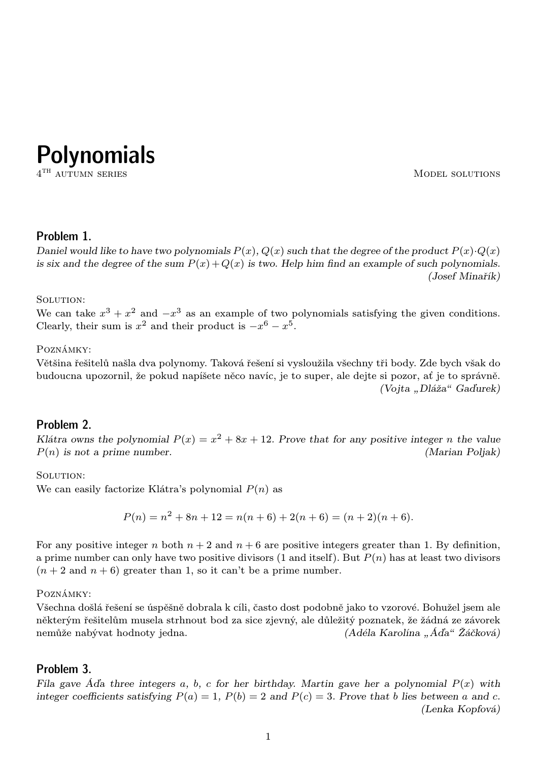# Polynomials

4TH AUTUMN SERIES — MODEL SOLUTIONS

## Problem 1.

*Daniel would like to have two polynomials $P(x)$, $Q(x)$ such that the degree of the product $P(x)\cdot Q(x)$ is six and the degree of the sum $P(x)+Q(x)$ is two. Help him find an example of such polynomials.* *(Josef Minařík)*

SOLUTION:
We can take $x^3 + x^2$ and $-x^3$ as an example of two polynomials satisfying the given conditions. Clearly, their sum is $x^2$ and their product is $-x^6 - x^5$.

POZNÁMKY:
Většina řešitelů našla dva polynomy. Taková řešení si vysloužila všechny tři body. Zde bych však do budoucna upozornil, že pokud napíšete něco navíc, je to super, ale dejte si pozor, ať je to správně. *(Vojta „Dláža“ Gaďurek)*

## Problem 2.

*Klátra owns the polynomial $P(x) = x^2 + 8x + 12$. Prove that for any positive integer $n$ the value $P(n)$ is not a prime number.* *(Marian Poljak)*

SOLUTION:
We can easily factorize Klátra's polynomial $P(n)$ as

$$P(n) = n^2 + 8n + 12 = n(n+6) + 2(n+6) = (n+2)(n+6).$$

For any positive integer $n$ both $n+2$ and $n+6$ are positive integers greater than 1. By definition, a prime number can only have two positive divisors (1 and itself). But $P(n)$ has at least two divisors ($n+2$ and $n+6$) greater than 1, so it can't be a prime number.

POZNÁMKY:
Všechna došlá řešení se úspěšně dobrala k cíli, často dost podobně jako to vzorové. Bohužel jsem ale některým řešitelům musela strhnout bod za sice zjevný, ale důležitý poznatek, že žádná ze závorek nemůže nabývat hodnoty jedna. *(Adéla Karolína „Áďa“ Žáčková)*

## Problem 3.

*Fíla gave Áďa three integers $a$, $b$, $c$ for her birthday. Martin gave her a polynomial $P(x)$ with integer coefficients satisfying $P(a) = 1$, $P(b) = 2$ and $P(c) = 3$. Prove that $b$ lies between $a$ and $c$.* *(Lenka Kopfová)*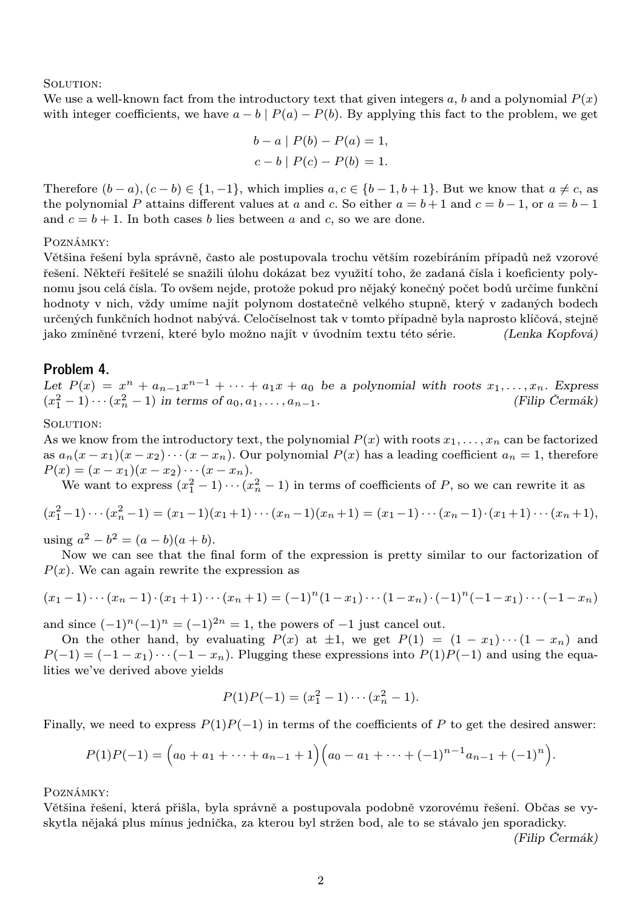Solution:
We use a well-known fact from the introductory text that given integers $a$, $b$ and a polynomial $P(x)$ with integer coefficients, we have $a - b \mid P(a) - P(b)$. By applying this fact to the problem, we get

$$b - a \mid P(b) - P(a) = 1,$$
$$c - b \mid P(c) - P(b) = 1.$$

Therefore $(b - a), (c - b) \in \{1, -1\}$, which implies $a, c \in \{b - 1, b + 1\}$. But we know that $a \neq c$, as the polynomial $P$ attains different values at $a$ and $c$. So either $a = b + 1$ and $c = b - 1$, or $a = b - 1$ and $c = b + 1$. In both cases $b$ lies between $a$ and $c$, so we are done.

Poznámky:
Většina řešení byla správně, často ale postupovala trochu větším rozebíráním případů než vzorové řešení. Někteří řešitelé se snažili úlohu dokázat bez využití toho, že zadaná čísla i koeficienty polynomu jsou celá čísla. To ovšem nejde, protože pokud pro nějaký konečný počet bodů určíme funkční hodnoty v nich, vždy umíme najít polynom dostatečně velkého stupně, který v zadaných bodech určených funkčních hodnot nabývá. Celočíselnost tak v tomto případně byla naprosto klíčová, stejně jako zmíněné tvrzení, které bylo možno najít v úvodním textu této série. *(Lenka Kopfová)*

## Problem 4.

*Let $P(x) = x^n + a_{n-1}x^{n-1} + \cdots + a_1x + a_0$ be a polynomial with roots $x_1, \ldots, x_n$. Express $(x_1^2 - 1)\cdots(x_n^2 - 1)$ in terms of $a_0, a_1, \ldots, a_{n-1}$.* *(Filip Čermák)*

Solution:
As we know from the introductory text, the polynomial $P(x)$ with roots $x_1, \ldots, x_n$ can be factorized as $a_n(x - x_1)(x - x_2)\cdots(x - x_n)$. Our polynomial $P(x)$ has a leading coefficient $a_n = 1$, therefore $P(x) = (x - x_1)(x - x_2)\cdots(x - x_n)$.

We want to express $(x_1^2 - 1)\cdots(x_n^2 - 1)$ in terms of coefficients of $P$, so we can rewrite it as

$$(x_1^2 - 1)\cdots(x_n^2 - 1) = (x_1 - 1)(x_1 + 1)\cdots(x_n - 1)(x_n + 1) = (x_1 - 1)\cdots(x_n - 1)\cdot(x_1 + 1)\cdots(x_n + 1),$$

using $a^2 - b^2 = (a - b)(a + b)$.

Now we can see that the final form of the expression is pretty similar to our factorization of $P(x)$. We can again rewrite the expression as

$$(x_1 - 1)\cdots(x_n - 1)\cdot(x_1 + 1)\cdots(x_n + 1) = (-1)^n(1 - x_1)\cdots(1 - x_n)\cdot(-1)^n(-1 - x_1)\cdots(-1 - x_n)$$

and since $(-1)^n(-1)^n = (-1)^{2n} = 1$, the powers of $-1$ just cancel out.

On the other hand, by evaluating $P(x)$ at $\pm 1$, we get $P(1) = (1 - x_1)\cdots(1 - x_n)$ and $P(-1) = (-1 - x_1)\cdots(-1 - x_n)$. Plugging these expressions into $P(1)P(-1)$ and using the equalities we've derived above yields

$$P(1)P(-1) = (x_1^2 - 1)\cdots(x_n^2 - 1).$$

Finally, we need to express $P(1)P(-1)$ in terms of the coefficients of $P$ to get the desired answer:

$$P(1)P(-1) = \Big(a_0 + a_1 + \cdots + a_{n-1} + 1\Big)\Big(a_0 - a_1 + \cdots + (-1)^{n-1}a_{n-1} + (-1)^n\Big).$$

Poznámky:
Většina řešení, která přišla, byla správně a postupovala podobně vzorovému řešení. Občas se vyskytla nějaká plus mínus jednička, za kterou byl stržen bod, ale to se stávalo jen sporadicky. *(Filip Čermák)*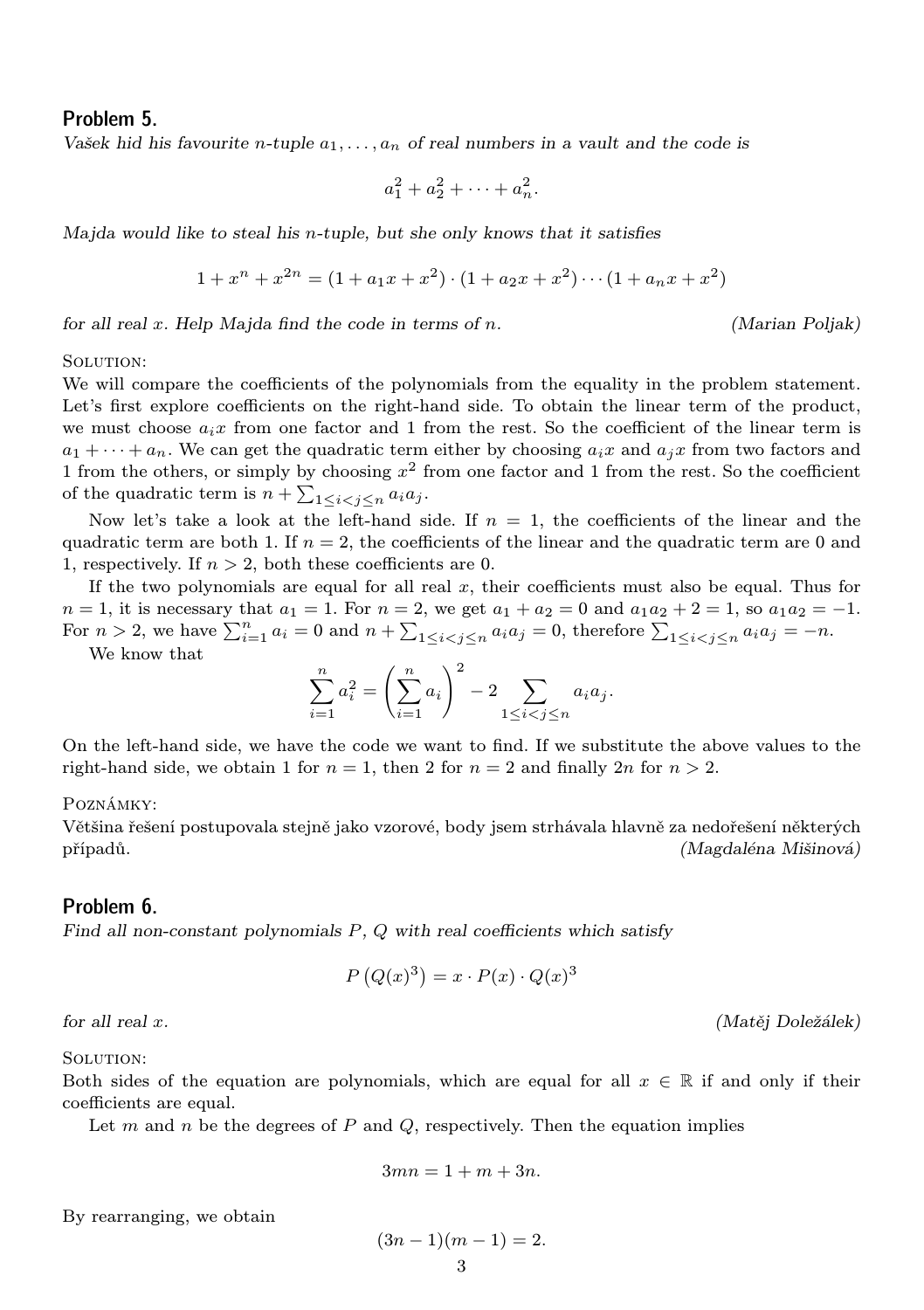## Problem 5.

*Vašek hid his favourite $n$-tuple $a_1, \ldots, a_n$ of real numbers in a vault and the code is*

$$a_1^2 + a_2^2 + \cdots + a_n^2.$$

*Majda would like to steal his $n$-tuple, but she only knows that it satisfies*

$$1 + x^n + x^{2n} = (1 + a_1 x + x^2) \cdot (1 + a_2 x + x^2) \cdots (1 + a_n x + x^2)$$

*for all real $x$. Help Majda find the code in terms of $n$.* *(Marian Poljak)*

SOLUTION:

We will compare the coefficients of the polynomials from the equality in the problem statement. Let's first explore coefficients on the right-hand side. To obtain the linear term of the product, we must choose $a_i x$ from one factor and 1 from the rest. So the coefficient of the linear term is $a_1 + \cdots + a_n$. We can get the quadratic term either by choosing $a_i x$ and $a_j x$ from two factors and 1 from the others, or simply by choosing $x^2$ from one factor and 1 from the rest. So the coefficient of the quadratic term is $n + \sum_{1 \le i < j \le n} a_i a_j$.

Now let's take a look at the left-hand side. If $n = 1$, the coefficients of the linear and the quadratic term are both 1. If $n = 2$, the coefficients of the linear and the quadratic term are 0 and 1, respectively. If $n > 2$, both these coefficients are 0.

If the two polynomials are equal for all real $x$, their coefficients must also be equal. Thus for $n = 1$, it is necessary that $a_1 = 1$. For $n = 2$, we get $a_1 + a_2 = 0$ and $a_1 a_2 + 2 = 1$, so $a_1 a_2 = -1$. For $n > 2$, we have $\sum_{i=1}^n a_i = 0$ and $n + \sum_{1 \le i < j \le n} a_i a_j = 0$, therefore $\sum_{1 \le i < j \le n} a_i a_j = -n$.

We know that

$$\sum_{i=1}^n a_i^2 = \left( \sum_{i=1}^n a_i \right)^2 - 2 \sum_{1 \le i < j \le n} a_i a_j.$$

On the left-hand side, we have the code we want to find. If we substitute the above values to the right-hand side, we obtain 1 for $n = 1$, then 2 for $n = 2$ and finally $2n$ for $n > 2$.

POZNÁMKY:

Většina řešení postupovala stejně jako vzorové, body jsem strhávala hlavně za nedořešení některých případů. *(Magdaléna Mišinová)*

## Problem 6.

*Find all non-constant polynomials $P$, $Q$ with real coefficients which satisfy*

$$P\left(Q(x)^3\right) = x \cdot P(x) \cdot Q(x)^3$$

*for all real $x$.* *(Matěj Doležálek)*

SOLUTION:

Both sides of the equation are polynomials, which are equal for all $x \in \mathbb{R}$ if and only if their coefficients are equal.

Let $m$ and $n$ be the degrees of $P$ and $Q$, respectively. Then the equation implies

$$3mn = 1 + m + 3n.$$

By rearranging, we obtain

$$(3n - 1)(m - 1) = 2.$$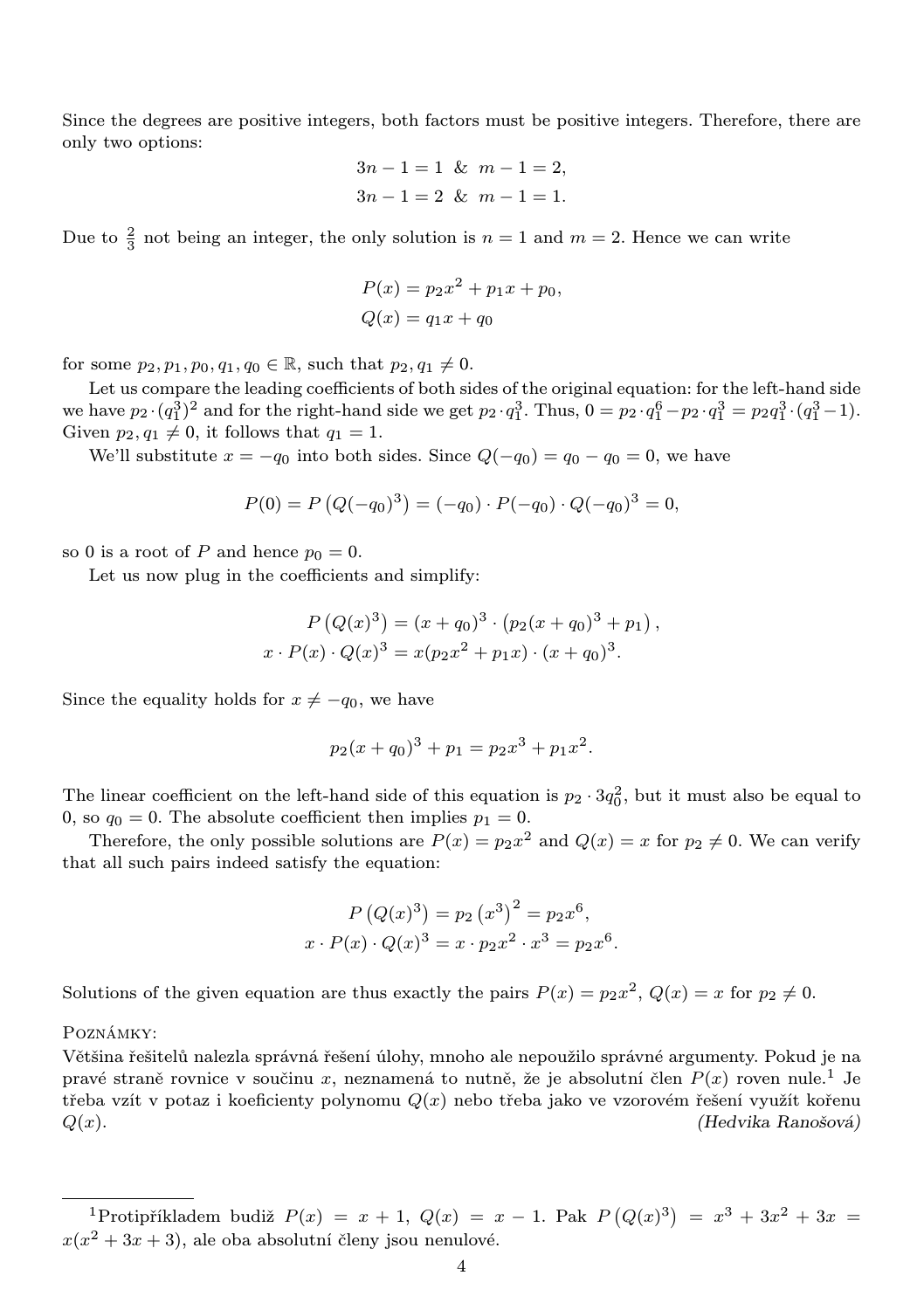Since the degrees are positive integers, both factors must be positive integers. Therefore, there are only two options:

$$3n-1=1 \ \& \ m-1=2,$$
$$3n-1=2 \ \& \ m-1=1.$$

Due to $\frac{2}{3}$ not being an integer, the only solution is $n=1$ and $m=2$. Hence we can write

$$P(x) = p_2x^2 + p_1x + p_0,$$
$$Q(x) = q_1x + q_0$$

for some $p_2, p_1, p_0, q_1, q_0 \in \mathbb{R}$, such that $p_2, q_1 \neq 0$.

Let us compare the leading coefficients of both sides of the original equation: for the left-hand side we have $p_2 \cdot (q_1^3)^2$ and for the right-hand side we get $p_2 \cdot q_1^3$. Thus, $0 = p_2 \cdot q_1^6 - p_2 \cdot q_1^3 = p_2 q_1^3 \cdot (q_1^3 - 1)$. Given $p_2, q_1 \neq 0$, it follows that $q_1 = 1$.

We'll substitute $x = -q_0$ into both sides. Since $Q(-q_0) = q_0 - q_0 = 0$, we have

$$P(0) = P\left(Q(-q_0)^3\right) = (-q_0) \cdot P(-q_0) \cdot Q(-q_0)^3 = 0,$$

so 0 is a root of $P$ and hence $p_0 = 0$.

Let us now plug in the coefficients and simplify:

$$P\left(Q(x)^3\right) = (x+q_0)^3 \cdot \left(p_2(x+q_0)^3 + p_1\right),$$
$$x \cdot P(x) \cdot Q(x)^3 = x(p_2x^2 + p_1x) \cdot (x+q_0)^3.$$

Since the equality holds for $x \neq -q_0$, we have

$$p_2(x+q_0)^3 + p_1 = p_2x^3 + p_1x^2.$$

The linear coefficient on the left-hand side of this equation is $p_2 \cdot 3q_0^2$, but it must also be equal to 0, so $q_0 = 0$. The absolute coefficient then implies $p_1 = 0$.

Therefore, the only possible solutions are $P(x) = p_2x^2$ and $Q(x) = x$ for $p_2 \neq 0$. We can verify that all such pairs indeed satisfy the equation:

$$P\left(Q(x)^3\right) = p_2\left(x^3\right)^2 = p_2x^6,$$
$$x \cdot P(x) \cdot Q(x)^3 = x \cdot p_2x^2 \cdot x^3 = p_2x^6.$$

Solutions of the given equation are thus exactly the pairs $P(x) = p_2x^2$, $Q(x) = x$ for $p_2 \neq 0$.

Poznámky:

Většina řešitelů nalezla správná řešení úlohy, mnoho ale nepoužilo správné argumenty. Pokud je na pravé straně rovnice v součinu $x$, neznamená to nutně, že je absolutní člen $P(x)$ roven nule.[1] Je třeba vzít v potaz i koeficienty polynomu $Q(x)$ nebo třeba jako ve vzorovém řešení využít kořenu $Q(x)$.

*(Hedvika Ranošová)*

---

[1] Protipříkladem budiž $P(x) = x+1$, $Q(x) = x-1$. Pak $P\left(Q(x)^3\right) = x^3 + 3x^2 + 3x = x(x^2 + 3x + 3)$, ale oba absolutní členy jsou nenulové.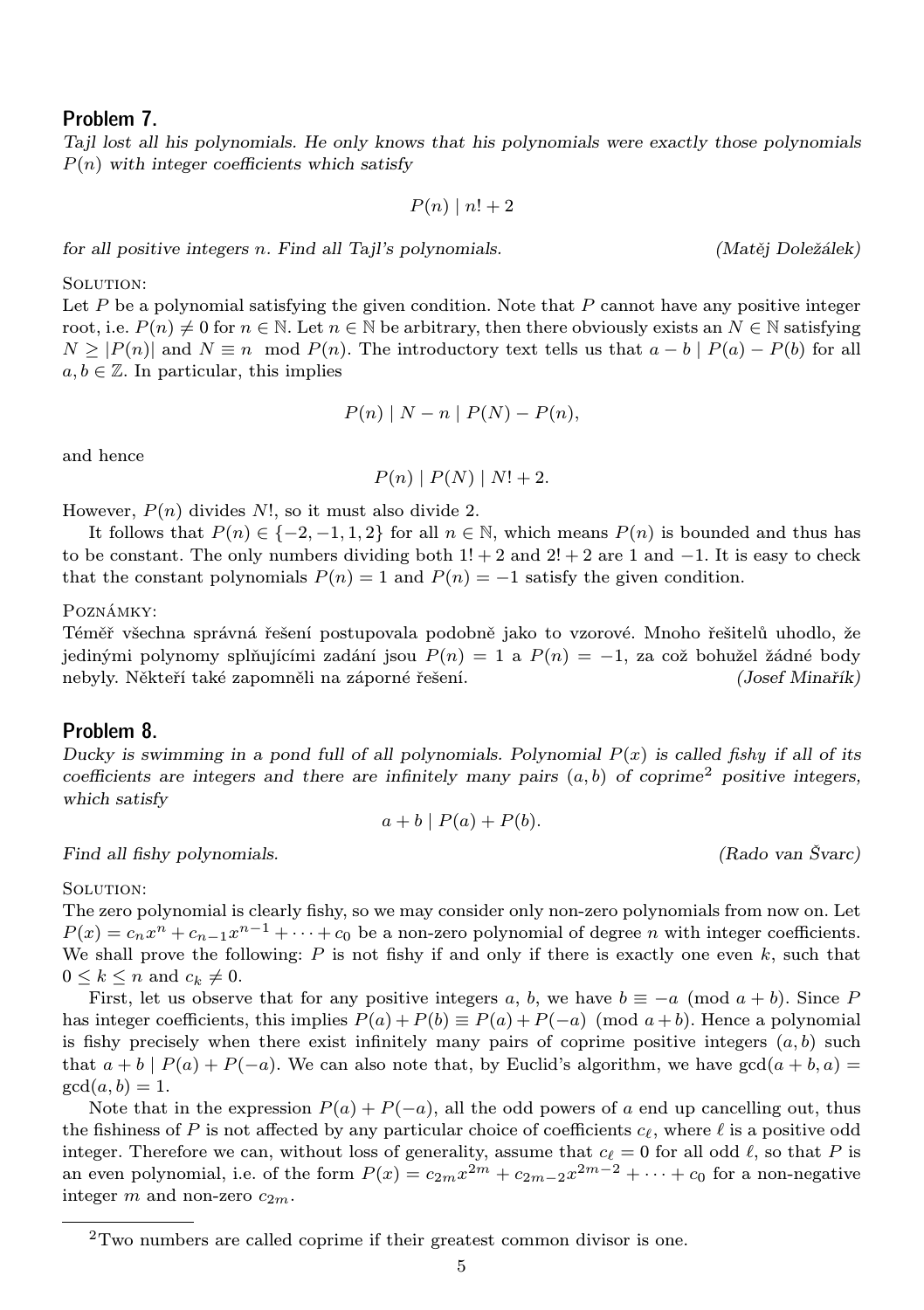## Problem 7.

*Tajl lost all his polynomials. He only knows that his polynomials were exactly those polynomials $P(n)$ with integer coefficients which satisfy*

$$P(n) \mid n! + 2$$

*for all positive integers $n$. Find all Tajl's polynomials.* *(Matěj Doležálek)*

SOLUTION:

Let $P$ be a polynomial satisfying the given condition. Note that $P$ cannot have any positive integer root, i.e. $P(n) \neq 0$ for $n \in \mathbb{N}$. Let $n \in \mathbb{N}$ be arbitrary, then there obviously exists an $N \in \mathbb{N}$ satisfying $N \geq |P(n)|$ and $N \equiv n \mod P(n)$. The introductory text tells us that $a - b \mid P(a) - P(b)$ for all $a, b \in \mathbb{Z}$. In particular, this implies

$$P(n) \mid N - n \mid P(N) - P(n),$$

and hence

$$P(n) \mid P(N) \mid N! + 2.$$

However, $P(n)$ divides $N!$, so it must also divide 2.

It follows that $P(n) \in \{-2, -1, 1, 2\}$ for all $n \in \mathbb{N}$, which means $P(n)$ is bounded and thus has to be constant. The only numbers dividing both $1! + 2$ and $2! + 2$ are 1 and $-1$. It is easy to check that the constant polynomials $P(n) = 1$ and $P(n) = -1$ satisfy the given condition.

POZNÁMKY:

Téměř všechna správná řešení postupovala podobně jako to vzorové. Mnoho řešitelů uhodlo, že jedinými polynomy splňujícími zadání jsou $P(n) = 1$ a $P(n) = -1$, za což bohužel žádné body nebyly. Někteří také zapomněli na záporné řešení. *(Josef Minařík)*

## Problem 8.

*Ducky is swimming in a pond full of all polynomials. Polynomial $P(x)$ is called fishy if all of its coefficients are integers and there are infinitely many pairs $(a, b)$ of coprime[2] positive integers, which satisfy*

$$a + b \mid P(a) + P(b).$$

*Find all fishy polynomials.* *(Rado van Švarc)*

SOLUTION:

The zero polynomial is clearly fishy, so we may consider only non-zero polynomials from now on. Let $P(x) = c_n x^n + c_{n-1}x^{n-1} + \cdots + c_0$ be a non-zero polynomial of degree $n$ with integer coefficients. We shall prove the following: $P$ is not fishy if and only if there is exactly one even $k$, such that $0 \leq k \leq n$ and $c_k \neq 0$.

First, let us observe that for any positive integers $a$, $b$, we have $b \equiv -a \pmod{a + b}$. Since $P$ has integer coefficients, this implies $P(a) + P(b) \equiv P(a) + P(-a) \pmod{a + b}$. Hence a polynomial is fishy precisely when there exist infinitely many pairs of coprime positive integers $(a, b)$ such that $a + b \mid P(a) + P(-a)$. We can also note that, by Euclid's algorithm, we have $\gcd(a + b, a) = \gcd(a, b) = 1$.

Note that in the expression $P(a) + P(-a)$, all the odd powers of $a$ end up cancelling out, thus the fishiness of $P$ is not affected by any particular choice of coefficients $c_\ell$, where $\ell$ is a positive odd integer. Therefore we can, without loss of generality, assume that $c_\ell = 0$ for all odd $\ell$, so that $P$ is an even polynomial, i.e. of the form $P(x) = c_{2m}x^{2m} + c_{2m-2}x^{2m-2} + \cdots + c_0$ for a non-negative integer $m$ and non-zero $c_{2m}$.

[2] Two numbers are called coprime if their greatest common divisor is one.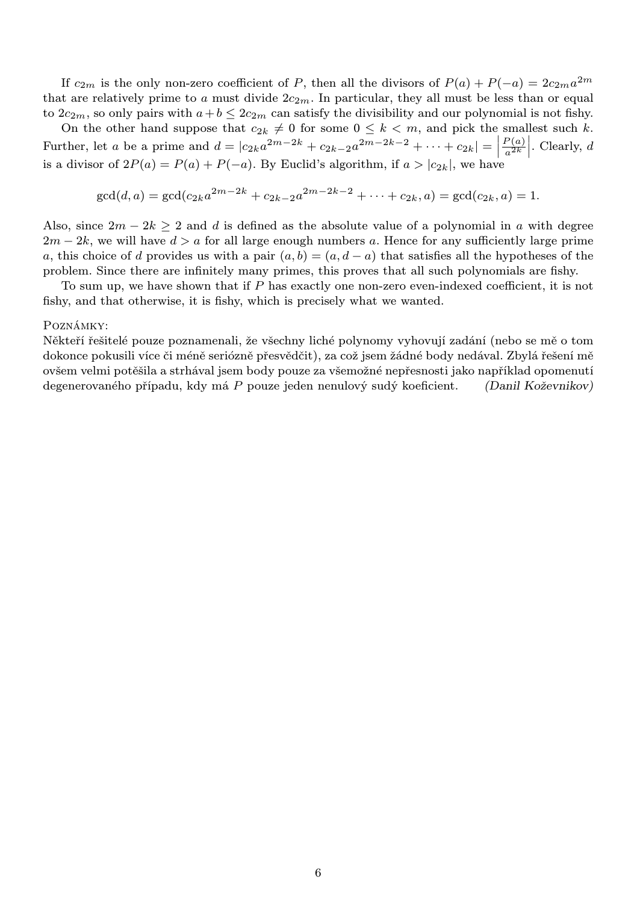If $c_{2m}$ is the only non-zero coefficient of $P$, then all the divisors of $P(a) + P(-a) = 2c_{2m}a^{2m}$ that are relatively prime to $a$ must divide $2c_{2m}$. In particular, they all must be less than or equal to $2c_{2m}$, so only pairs with $a + b \leq 2c_{2m}$ can satisfy the divisibility and our polynomial is not fishy.

On the other hand suppose that $c_{2k} \neq 0$ for some $0 \leq k < m$, and pick the smallest such $k$. Further, let $a$ be a prime and $d = |c_{2k}a^{2m-2k} + c_{2k-2}a^{2m-2k-2} + \cdots + c_{2k}| = \left|\frac{P(a)}{a^{2k}}\right|$. Clearly, $d$ is a divisor of $2P(a) = P(a) + P(-a)$. By Euclid's algorithm, if $a > |c_{2k}|$, we have

$$\gcd(d, a) = \gcd(c_{2k}a^{2m-2k} + c_{2k-2}a^{2m-2k-2} + \cdots + c_{2k}, a) = \gcd(c_{2k}, a) = 1.$$

Also, since $2m - 2k \geq 2$ and $d$ is defined as the absolute value of a polynomial in $a$ with degree $2m - 2k$, we will have $d > a$ for all large enough numbers $a$. Hence for any sufficiently large prime $a$, this choice of $d$ provides us with a pair $(a, b) = (a, d - a)$ that satisfies all the hypotheses of the problem. Since there are infinitely many primes, this proves that all such polynomials are fishy.

To sum up, we have shown that if $P$ has exactly one non-zero even-indexed coefficient, it is not fishy, and that otherwise, it is fishy, which is precisely what we wanted.

Poznámky:

Někteří řešitelé pouze poznamenali, že všechny liché polynomy vyhovují zadání (nebo se mě o tom dokonce pokusili více či méně seriózně přesvědčit), za což jsem žádné body nedával. Zbylá řešení mě ovšem velmi potěšila a strhával jsem body pouze za všemožné nepřesnosti jako například opomenutí degenerovaného případu, kdy má $P$ pouze jeden nenulový sudý koeficient. *(Danil Koževnikov)*